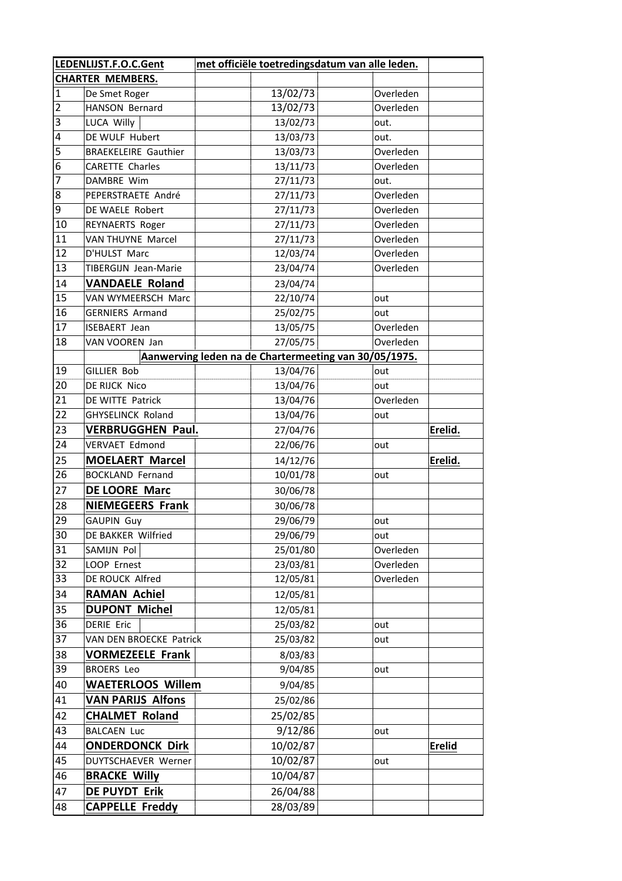| LEDENLIJST.F.O.C.Gent | | met officiële toetredingsdatum van alle leden. | | | |
|---|---|---|---|---|---|
| **CHARTER MEMBERS.** | | | | | |
| 1 | De Smet Roger | | 13/02/73 | Overleden | |
| 2 | HANSON Bernard | | 13/02/73 | Overleden | |
| 3 | LUCA Willy | | 13/02/73 | out. | |
| 4 | DE WULF Hubert | | 13/03/73 | out. | |
| 5 | BRAEKELEIRE Gauthier | | 13/03/73 | Overleden | |
| 6 | CARETTE Charles | | 13/11/73 | Overleden | |
| 7 | DAMBRE Wim | | 27/11/73 | out. | |
| 8 | PEPERSTRAETE André | | 27/11/73 | Overleden | |
| 9 | DE WAELE Robert | | 27/11/73 | Overleden | |
| 10 | REYNAERTS Roger | | 27/11/73 | Overleden | |
| 11 | VAN THUYNE Marcel | | 27/11/73 | Overleden | |
| 12 | D'HULST Marc | | 12/03/74 | Overleden | |
| 13 | TIBERGIJN Jean-Marie | | 23/04/74 | Overleden | |
| 14 | **VANDAELE Roland** | | 23/04/74 | | |
| 15 | VAN WYMEERSCH Marc | | 22/10/74 | out | |
| 16 | GERNIERS Armand | | 25/02/75 | out | |
| 17 | ISEBAERT Jean | | 13/05/75 | Overleden | |
| 18 | VAN VOOREN Jan | | 27/05/75 | Overleden | |
| | **Aanwerving leden na de Chartermeeting van 30/05/1975.** | | | | |
| 19 | GILLIER Bob | | 13/04/76 | out | |
| 20 | DE RIJCK Nico | | 13/04/76 | out | |
| 21 | DE WITTE Patrick | | 13/04/76 | Overleden | |
| 22 | GHYSELINCK Roland | | 13/04/76 | out | |
| 23 | **VERBRUGGHEN Paul.** | | 27/04/76 | | **Erelid.** |
| 24 | VERVAET Edmond | | 22/06/76 | out | |
| 25 | **MOELAERT Marcel** | | 14/12/76 | | **Erelid.** |
| 26 | BOCKLAND Fernand | | 10/01/78 | out | |
| 27 | **DE LOORE Marc** | | 30/06/78 | | |
| 28 | **NIEMEGEERS Frank** | | 30/06/78 | | |
| 29 | GAUPIN Guy | | 29/06/79 | out | |
| 30 | DE BAKKER Wilfried | | 29/06/79 | out | |
| 31 | SAMIJN Pol | | 25/01/80 | Overleden | |
| 32 | LOOP Ernest | | 23/03/81 | Overleden | |
| 33 | DE ROUCK Alfred | | 12/05/81 | Overleden | |
| 34 | **RAMAN Achiel** | | 12/05/81 | | |
| 35 | **DUPONT Michel** | | 12/05/81 | | |
| 36 | DERIE Eric | | 25/03/82 | out | |
| 37 | VAN DEN BROECKE Patrick | | 25/03/82 | out | |
| 38 | **VORMEZEELE Frank** | | 8/03/83 | | |
| 39 | BROERS Leo | | 9/04/85 | out | |
| 40 | **WAETERLOOS Willem** | | 9/04/85 | | |
| 41 | **VAN PARIJS Alfons** | | 25/02/86 | | |
| 42 | **CHALMET Roland** | | 25/02/85 | | |
| 43 | BALCAEN Luc | | 9/12/86 | out | |
| 44 | **ONDERDONCK Dirk** | | 10/02/87 | | **Erelid** |
| 45 | DUYTSCHAEVER Werner | | 10/02/87 | out | |
| 46 | **BRACKE Willy** | | 10/04/87 | | |
| 47 | **DE PUYDT Erik** | | 26/04/88 | | |
| 48 | **CAPPELLE Freddy** | | 28/03/89 | | |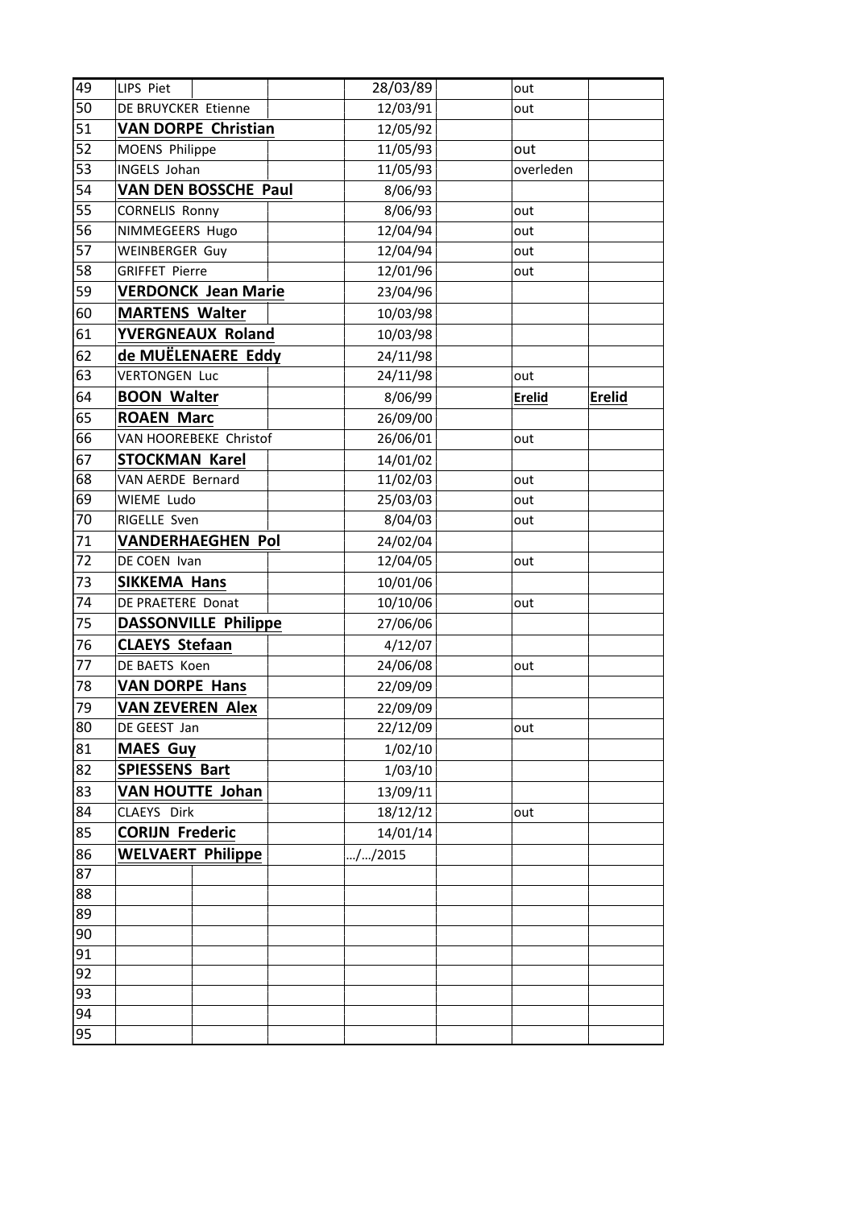| | | | | | | | |
|---|---|---|---|---|---|---|---|
| 49 | LIPS Piet | | | 28/03/89 | | out | |
| 50 | DE BRUYCKER Etienne | | | 12/03/91 | | out | |
| 51 | **VAN DORPE Christian** | | | 12/05/92 | | | |
| 52 | MOENS Philippe | | | 11/05/93 | | out | |
| 53 | INGELS Johan | | | 11/05/93 | | overleden | |
| 54 | **VAN DEN BOSSCHE Paul** | | | 8/06/93 | | | |
| 55 | CORNELIS Ronny | | | 8/06/93 | | out | |
| 56 | NIMMEGEERS Hugo | | | 12/04/94 | | out | |
| 57 | WEINBERGER Guy | | | 12/04/94 | | out | |
| 58 | GRIFFET Pierre | | | 12/01/96 | | out | |
| 59 | **VERDONCK Jean Marie** | | | 23/04/96 | | | |
| 60 | **MARTENS Walter** | | | 10/03/98 | | | |
| 61 | **YVERGNEAUX Roland** | | | 10/03/98 | | | |
| 62 | **de MUËLENAERE Eddy** | | | 24/11/98 | | | |
| 63 | VERTONGEN Luc | | | 24/11/98 | | out | |
| 64 | **BOON Walter** | | | 8/06/99 | | **Erelid** | **Erelid** |
| 65 | **ROAEN Marc** | | | 26/09/00 | | | |
| 66 | VAN HOOREBEKE Christof | | | 26/06/01 | | out | |
| 67 | **STOCKMAN Karel** | | | 14/01/02 | | | |
| 68 | VAN AERDE Bernard | | | 11/02/03 | | out | |
| 69 | WIEME Ludo | | | 25/03/03 | | out | |
| 70 | RIGELLE Sven | | | 8/04/03 | | out | |
| 71 | **VANDERHAEGHEN Pol** | | | 24/02/04 | | | |
| 72 | DE COEN Ivan | | | 12/04/05 | | out | |
| 73 | **SIKKEMA Hans** | | | 10/01/06 | | | |
| 74 | DE PRAETERE Donat | | | 10/10/06 | | out | |
| 75 | **DASSONVILLE Philippe** | | | 27/06/06 | | | |
| 76 | **CLAEYS Stefaan** | | | 4/12/07 | | | |
| 77 | DE BAETS Koen | | | 24/06/08 | | out | |
| 78 | **VAN DORPE Hans** | | | 22/09/09 | | | |
| 79 | **VAN ZEVEREN Alex** | | | 22/09/09 | | | |
| 80 | DE GEEST Jan | | | 22/12/09 | | out | |
| 81 | **MAES Guy** | | | 1/02/10 | | | |
| 82 | **SPIESSENS Bart** | | | 1/03/10 | | | |
| 83 | **VAN HOUTTE Johan** | | | 13/09/11 | | | |
| 84 | CLAEYS Dirk | | | 18/12/12 | | out | |
| 85 | **CORIJN Frederic** | | | 14/01/14 | | | |
| 86 | **WELVAERT Philippe** | | | …/…/2015 | | | |
| 87 | | | | | | | |
| 88 | | | | | | | |
| 89 | | | | | | | |
| 90 | | | | | | | |
| 91 | | | | | | | |
| 92 | | | | | | | |
| 93 | | | | | | | |
| 94 | | | | | | | |
| 95 | | | | | | | |